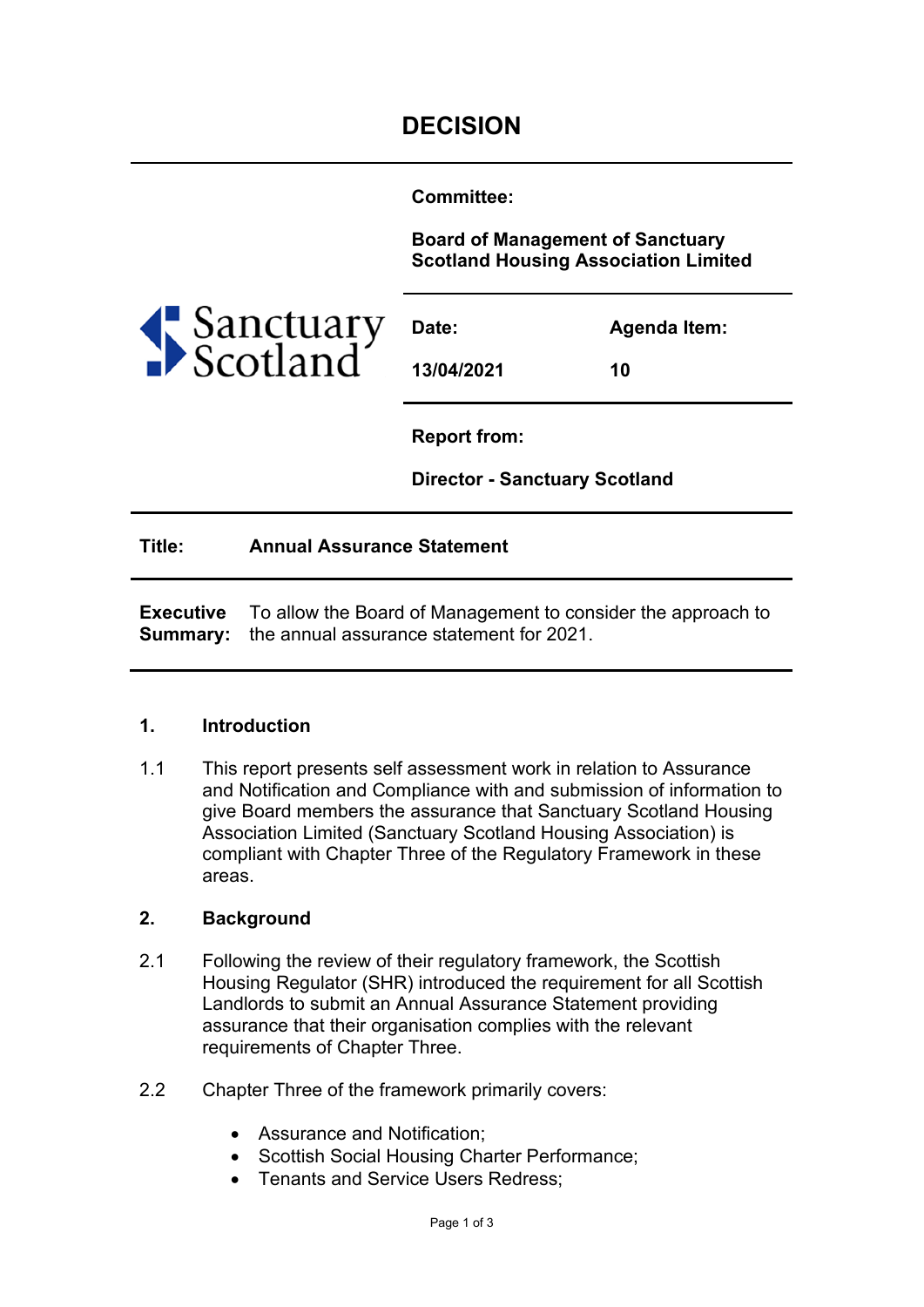# DECISION

**Committee:**

**Board of Management of Sanctuary Scotland Housing Association Limited**

Sanctuary Scotland

| **Date:** | **Agenda Item:** |
|---|---|
| **13/04/2021** | **10** |

**Report from:**

**Director - Sanctuary Scotland**

**Title:** **Annual Assurance Statement**

**Executive Summary:** To allow the Board of Management to consider the approach to the annual assurance statement for 2021.

## 1. Introduction

1.1 This report presents self assessment work in relation to Assurance and Notification and Compliance with and submission of information to give Board members the assurance that Sanctuary Scotland Housing Association Limited (Sanctuary Scotland Housing Association) is compliant with Chapter Three of the Regulatory Framework in these areas.

## 2. Background

2.1 Following the review of their regulatory framework, the Scottish Housing Regulator (SHR) introduced the requirement for all Scottish Landlords to submit an Annual Assurance Statement providing assurance that their organisation complies with the relevant requirements of Chapter Three.

2.2 Chapter Three of the framework primarily covers:

- Assurance and Notification;
- Scottish Social Housing Charter Performance;
- Tenants and Service Users Redress;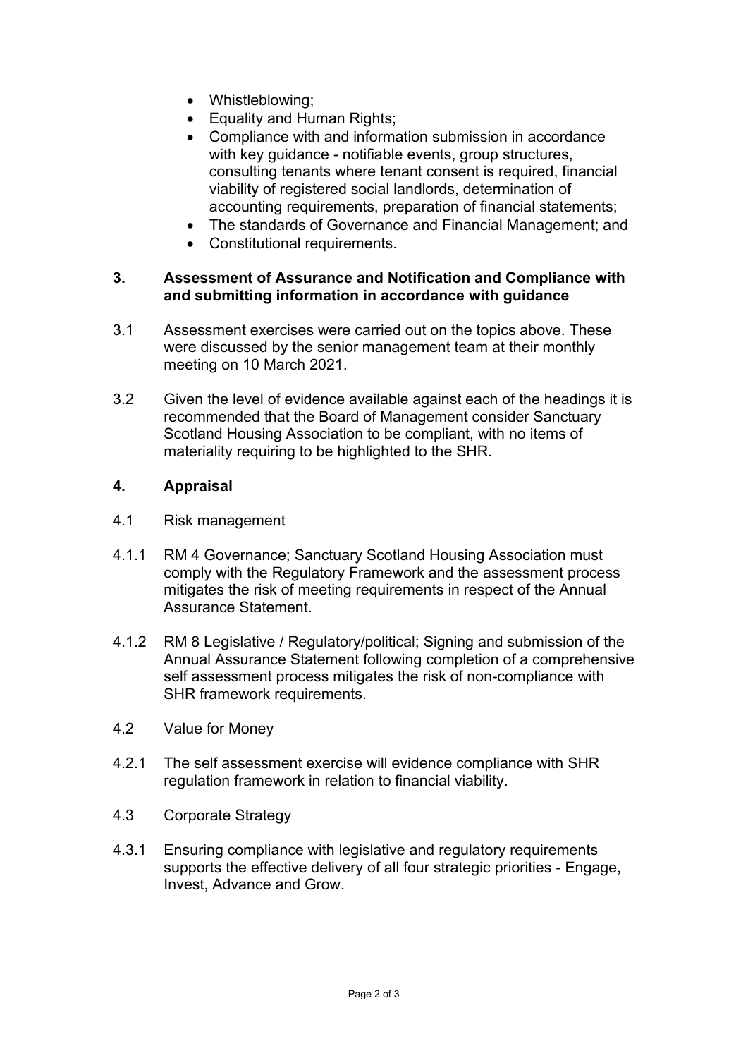- Whistleblowing;
- Equality and Human Rights;
- Compliance with and information submission in accordance with key guidance - notifiable events, group structures, consulting tenants where tenant consent is required, financial viability of registered social landlords, determination of accounting requirements, preparation of financial statements;
- The standards of Governance and Financial Management; and
- Constitutional requirements.

## 3. Assessment of Assurance and Notification and Compliance with and submitting information in accordance with guidance

3.1 Assessment exercises were carried out on the topics above. These were discussed by the senior management team at their monthly meeting on 10 March 2021.

3.2 Given the level of evidence available against each of the headings it is recommended that the Board of Management consider Sanctuary Scotland Housing Association to be compliant, with no items of materiality requiring to be highlighted to the SHR.

## 4. Appraisal

4.1 Risk management

4.1.1 RM 4 Governance; Sanctuary Scotland Housing Association must comply with the Regulatory Framework and the assessment process mitigates the risk of meeting requirements in respect of the Annual Assurance Statement.

4.1.2 RM 8 Legislative / Regulatory/political; Signing and submission of the Annual Assurance Statement following completion of a comprehensive self assessment process mitigates the risk of non-compliance with SHR framework requirements.

4.2 Value for Money

4.2.1 The self assessment exercise will evidence compliance with SHR regulation framework in relation to financial viability.

4.3 Corporate Strategy

4.3.1 Ensuring compliance with legislative and regulatory requirements supports the effective delivery of all four strategic priorities - Engage, Invest, Advance and Grow.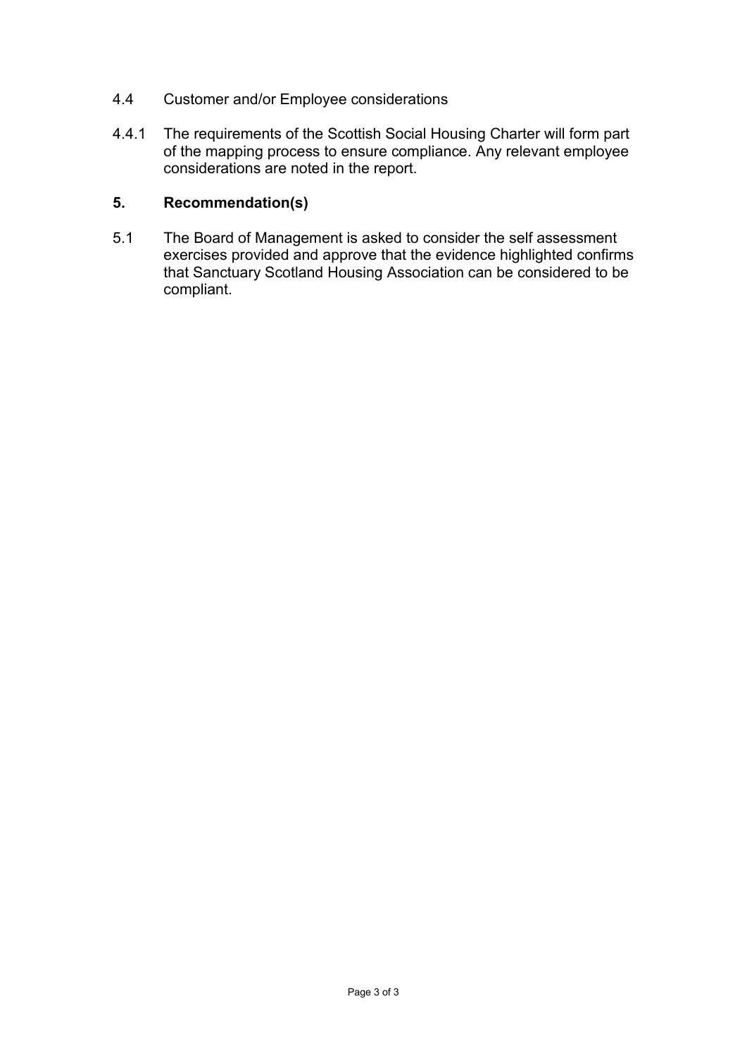4.4 Customer and/or Employee considerations

4.4.1 The requirements of the Scottish Social Housing Charter will form part of the mapping process to ensure compliance. Any relevant employee considerations are noted in the report.

## 5. Recommendation(s)

5.1 The Board of Management is asked to consider the self assessment exercises provided and approve that the evidence highlighted confirms that Sanctuary Scotland Housing Association can be considered to be compliant.